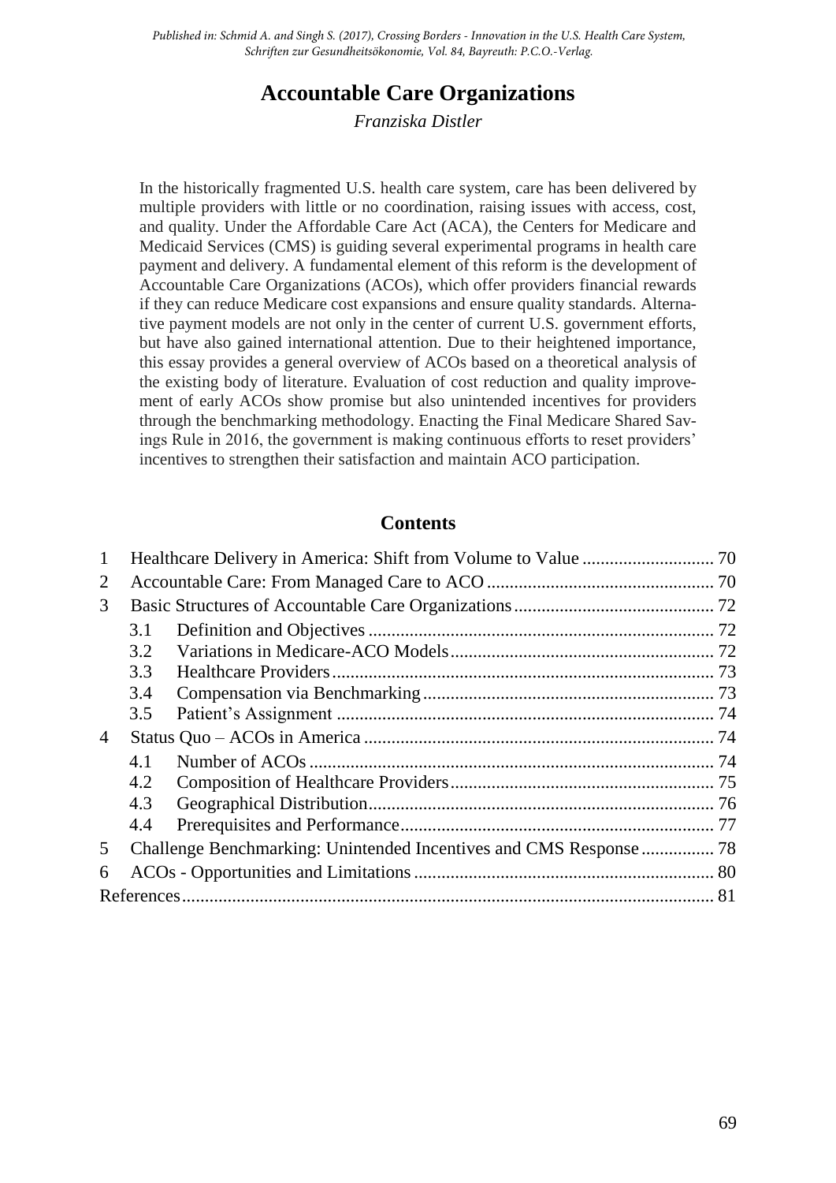*Published in: Schmid A. and Singh S. (2017), Crossing Borders - Innovation in the U.S. Health Care System, Schriften zur Gesundheitsökonomie, Vol. 84, Bayreuth: P.C.O.-Verlag.*

# Accountable Care Organizations

*Franziska Distler*

In the historically fragmented U.S. health care system, care has been delivered by multiple providers with little or no coordination, raising issues with access, cost, and quality. Under the Affordable Care Act (ACA), the Centers for Medicare and Medicaid Services (CMS) is guiding several experimental programs in health care payment and delivery. A fundamental element of this reform is the development of Accountable Care Organizations (ACOs), which offer providers financial rewards if they can reduce Medicare cost expansions and ensure quality standards. Alternative payment models are not only in the center of current U.S. government efforts, but have also gained international attention. Due to their heightened importance, this essay provides a general overview of ACOs based on a theoretical analysis of the existing body of literature. Evaluation of cost reduction and quality improvement of early ACOs show promise but also unintended incentives for providers through the benchmarking methodology. Enacting the Final Medicare Shared Savings Rule in 2016, the government is making continuous efforts to reset providers' incentives to strengthen their satisfaction and maintain ACO participation.

## Contents

1 Healthcare Delivery in America: Shift from Volume to Value ... 70
2 Accountable Care: From Managed Care to ACO ... 70
3 Basic Structures of Accountable Care Organizations ... 72
 3.1 Definition and Objectives ... 72
 3.2 Variations in Medicare-ACO Models ... 72
 3.3 Healthcare Providers ... 73
 3.4 Compensation via Benchmarking ... 73
 3.5 Patient's Assignment ... 74
4 Status Quo – ACOs in America ... 74
 4.1 Number of ACOs ... 74
 4.2 Composition of Healthcare Providers ... 75
 4.3 Geographical Distribution ... 76
 4.4 Prerequisites and Performance ... 77
5 Challenge Benchmarking: Unintended Incentives and CMS Response ... 78
6 ACOs - Opportunities and Limitations ... 80
References ... 81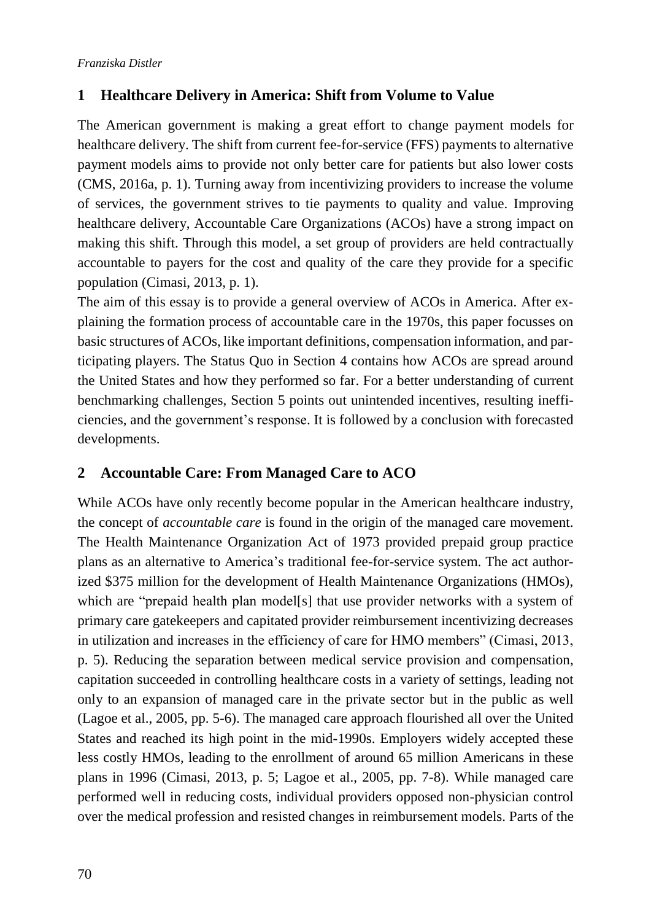## 1 Healthcare Delivery in America: Shift from Volume to Value

The American government is making a great effort to change payment models for healthcare delivery. The shift from current fee-for-service (FFS) payments to alternative payment models aims to provide not only better care for patients but also lower costs (CMS, 2016a, p. 1). Turning away from incentivizing providers to increase the volume of services, the government strives to tie payments to quality and value. Improving healthcare delivery, Accountable Care Organizations (ACOs) have a strong impact on making this shift. Through this model, a set group of providers are held contractually accountable to payers for the cost and quality of the care they provide for a specific population (Cimasi, 2013, p. 1).

The aim of this essay is to provide a general overview of ACOs in America. After explaining the formation process of accountable care in the 1970s, this paper focusses on basic structures of ACOs, like important definitions, compensation information, and participating players. The Status Quo in Section 4 contains how ACOs are spread around the United States and how they performed so far. For a better understanding of current benchmarking challenges, Section 5 points out unintended incentives, resulting inefficiencies, and the government's response. It is followed by a conclusion with forecasted developments.

## 2 Accountable Care: From Managed Care to ACO

While ACOs have only recently become popular in the American healthcare industry, the concept of *accountable care* is found in the origin of the managed care movement. The Health Maintenance Organization Act of 1973 provided prepaid group practice plans as an alternative to America's traditional fee-for-service system. The act authorized $375 million for the development of Health Maintenance Organizations (HMOs), which are "prepaid health plan model[s] that use provider networks with a system of primary care gatekeepers and capitated provider reimbursement incentivizing decreases in utilization and increases in the efficiency of care for HMO members" (Cimasi, 2013, p. 5). Reducing the separation between medical service provision and compensation, capitation succeeded in controlling healthcare costs in a variety of settings, leading not only to an expansion of managed care in the private sector but in the public as well (Lagoe et al., 2005, pp. 5-6). The managed care approach flourished all over the United States and reached its high point in the mid-1990s. Employers widely accepted these less costly HMOs, leading to the enrollment of around 65 million Americans in these plans in 1996 (Cimasi, 2013, p. 5; Lagoe et al., 2005, pp. 7-8). While managed care performed well in reducing costs, individual providers opposed non-physician control over the medical profession and resisted changes in reimbursement models. Parts of the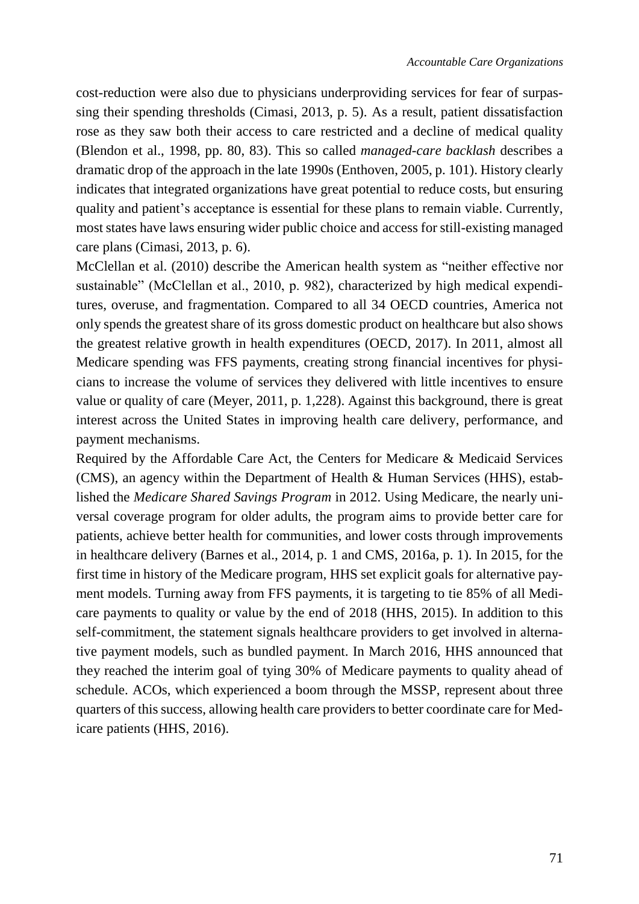cost-reduction were also due to physicians underproviding services for fear of surpassing their spending thresholds (Cimasi, 2013, p. 5). As a result, patient dissatisfaction rose as they saw both their access to care restricted and a decline of medical quality (Blendon et al., 1998, pp. 80, 83). This so called *managed-care backlash* describes a dramatic drop of the approach in the late 1990s (Enthoven, 2005, p. 101). History clearly indicates that integrated organizations have great potential to reduce costs, but ensuring quality and patient's acceptance is essential for these plans to remain viable. Currently, most states have laws ensuring wider public choice and access for still-existing managed care plans (Cimasi, 2013, p. 6).

McClellan et al. (2010) describe the American health system as "neither effective nor sustainable" (McClellan et al., 2010, p. 982), characterized by high medical expenditures, overuse, and fragmentation. Compared to all 34 OECD countries, America not only spends the greatest share of its gross domestic product on healthcare but also shows the greatest relative growth in health expenditures (OECD, 2017). In 2011, almost all Medicare spending was FFS payments, creating strong financial incentives for physicians to increase the volume of services they delivered with little incentives to ensure value or quality of care (Meyer, 2011, p. 1,228). Against this background, there is great interest across the United States in improving health care delivery, performance, and payment mechanisms.

Required by the Affordable Care Act, the Centers for Medicare & Medicaid Services (CMS), an agency within the Department of Health & Human Services (HHS), established the *Medicare Shared Savings Program* in 2012. Using Medicare, the nearly universal coverage program for older adults, the program aims to provide better care for patients, achieve better health for communities, and lower costs through improvements in healthcare delivery (Barnes et al., 2014, p. 1 and CMS, 2016a, p. 1). In 2015, for the first time in history of the Medicare program, HHS set explicit goals for alternative payment models. Turning away from FFS payments, it is targeting to tie 85% of all Medicare payments to quality or value by the end of 2018 (HHS, 2015). In addition to this self-commitment, the statement signals healthcare providers to get involved in alternative payment models, such as bundled payment. In March 2016, HHS announced that they reached the interim goal of tying 30% of Medicare payments to quality ahead of schedule. ACOs, which experienced a boom through the MSSP, represent about three quarters of this success, allowing health care providers to better coordinate care for Medicare patients (HHS, 2016).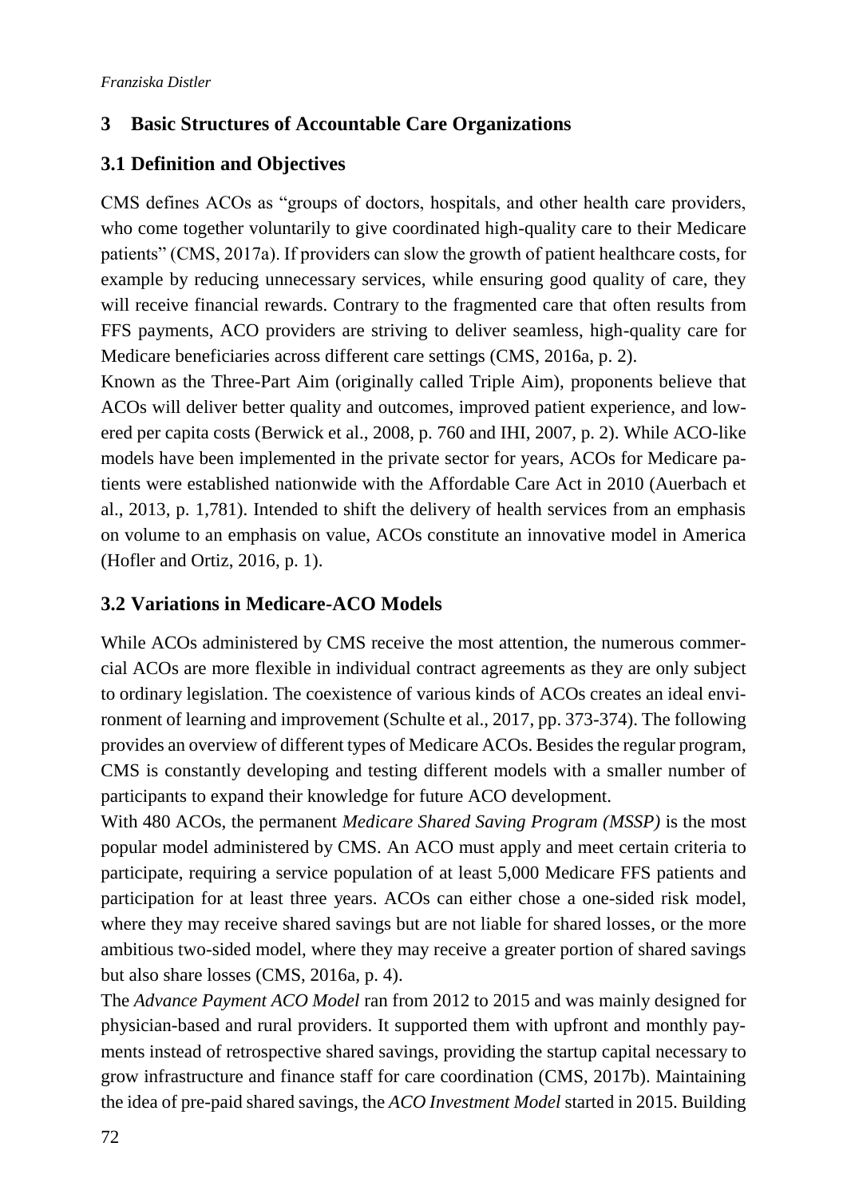## 3 Basic Structures of Accountable Care Organizations

### 3.1 Definition and Objectives

CMS defines ACOs as "groups of doctors, hospitals, and other health care providers, who come together voluntarily to give coordinated high-quality care to their Medicare patients" (CMS, 2017a). If providers can slow the growth of patient healthcare costs, for example by reducing unnecessary services, while ensuring good quality of care, they will receive financial rewards. Contrary to the fragmented care that often results from FFS payments, ACO providers are striving to deliver seamless, high-quality care for Medicare beneficiaries across different care settings (CMS, 2016a, p. 2).

Known as the Three-Part Aim (originally called Triple Aim), proponents believe that ACOs will deliver better quality and outcomes, improved patient experience, and lowered per capita costs (Berwick et al., 2008, p. 760 and IHI, 2007, p. 2). While ACO-like models have been implemented in the private sector for years, ACOs for Medicare patients were established nationwide with the Affordable Care Act in 2010 (Auerbach et al., 2013, p. 1,781). Intended to shift the delivery of health services from an emphasis on volume to an emphasis on value, ACOs constitute an innovative model in America (Hofler and Ortiz, 2016, p. 1).

### 3.2 Variations in Medicare-ACO Models

While ACOs administered by CMS receive the most attention, the numerous commercial ACOs are more flexible in individual contract agreements as they are only subject to ordinary legislation. The coexistence of various kinds of ACOs creates an ideal environment of learning and improvement (Schulte et al., 2017, pp. 373-374). The following provides an overview of different types of Medicare ACOs. Besides the regular program, CMS is constantly developing and testing different models with a smaller number of participants to expand their knowledge for future ACO development.

With 480 ACOs, the permanent *Medicare Shared Saving Program (MSSP)* is the most popular model administered by CMS. An ACO must apply and meet certain criteria to participate, requiring a service population of at least 5,000 Medicare FFS patients and participation for at least three years. ACOs can either chose a one-sided risk model, where they may receive shared savings but are not liable for shared losses, or the more ambitious two-sided model, where they may receive a greater portion of shared savings but also share losses (CMS, 2016a, p. 4).

The *Advance Payment ACO Model* ran from 2012 to 2015 and was mainly designed for physician-based and rural providers. It supported them with upfront and monthly payments instead of retrospective shared savings, providing the startup capital necessary to grow infrastructure and finance staff for care coordination (CMS, 2017b). Maintaining the idea of pre-paid shared savings, the *ACO Investment Model* started in 2015. Building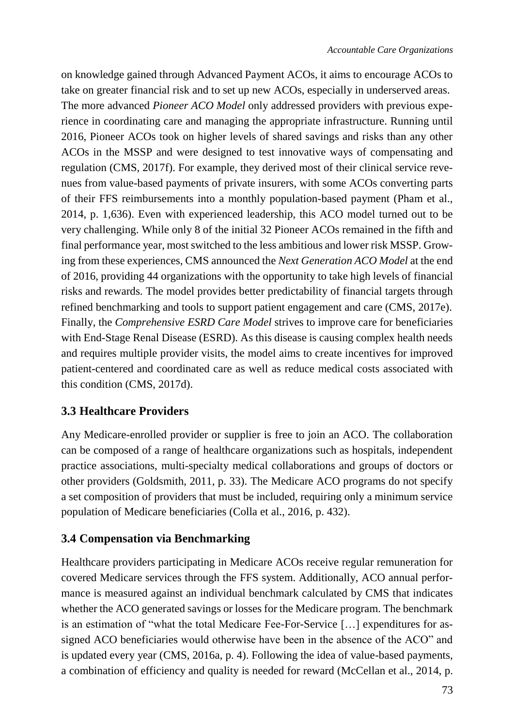on knowledge gained through Advanced Payment ACOs, it aims to encourage ACOs to take on greater financial risk and to set up new ACOs, especially in underserved areas. The more advanced *Pioneer ACO Model* only addressed providers with previous experience in coordinating care and managing the appropriate infrastructure. Running until 2016, Pioneer ACOs took on higher levels of shared savings and risks than any other ACOs in the MSSP and were designed to test innovative ways of compensating and regulation (CMS, 2017f). For example, they derived most of their clinical service revenues from value-based payments of private insurers, with some ACOs converting parts of their FFS reimbursements into a monthly population-based payment (Pham et al., 2014, p. 1,636). Even with experienced leadership, this ACO model turned out to be very challenging. While only 8 of the initial 32 Pioneer ACOs remained in the fifth and final performance year, most switched to the less ambitious and lower risk MSSP. Growing from these experiences, CMS announced the *Next Generation ACO Model* at the end of 2016, providing 44 organizations with the opportunity to take high levels of financial risks and rewards. The model provides better predictability of financial targets through refined benchmarking and tools to support patient engagement and care (CMS, 2017e). Finally, the *Comprehensive ESRD Care Model* strives to improve care for beneficiaries with End-Stage Renal Disease (ESRD). As this disease is causing complex health needs and requires multiple provider visits, the model aims to create incentives for improved patient-centered and coordinated care as well as reduce medical costs associated with this condition (CMS, 2017d).

### 3.3 Healthcare Providers

Any Medicare-enrolled provider or supplier is free to join an ACO. The collaboration can be composed of a range of healthcare organizations such as hospitals, independent practice associations, multi-specialty medical collaborations and groups of doctors or other providers (Goldsmith, 2011, p. 33). The Medicare ACO programs do not specify a set composition of providers that must be included, requiring only a minimum service population of Medicare beneficiaries (Colla et al., 2016, p. 432).

### 3.4 Compensation via Benchmarking

Healthcare providers participating in Medicare ACOs receive regular remuneration for covered Medicare services through the FFS system. Additionally, ACO annual performance is measured against an individual benchmark calculated by CMS that indicates whether the ACO generated savings or losses for the Medicare program. The benchmark is an estimation of "what the total Medicare Fee-For-Service […] expenditures for assigned ACO beneficiaries would otherwise have been in the absence of the ACO" and is updated every year (CMS, 2016a, p. 4). Following the idea of value-based payments, a combination of efficiency and quality is needed for reward (McCellan et al., 2014, p.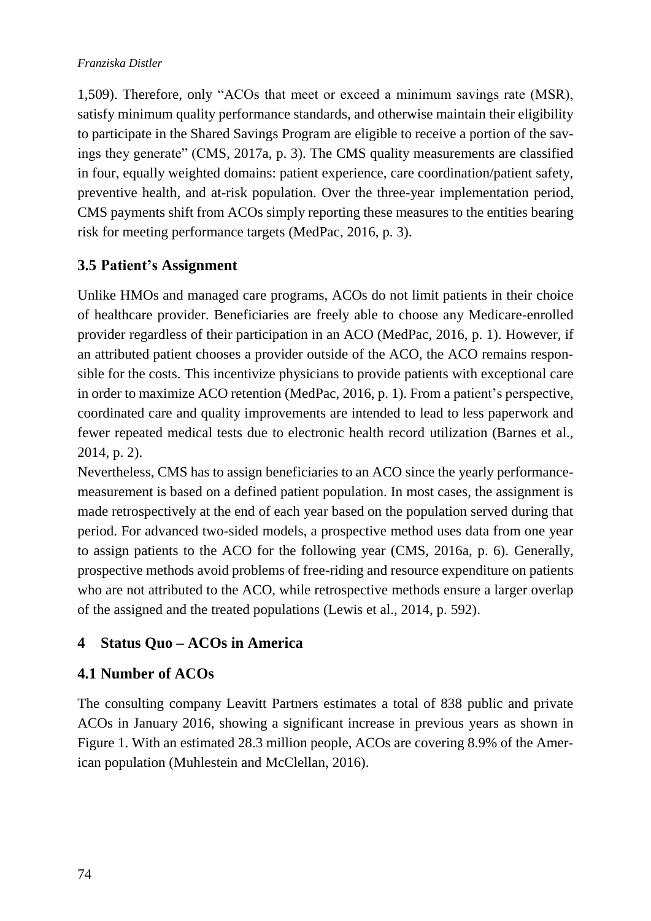1,509). Therefore, only "ACOs that meet or exceed a minimum savings rate (MSR), satisfy minimum quality performance standards, and otherwise maintain their eligibility to participate in the Shared Savings Program are eligible to receive a portion of the savings they generate" (CMS, 2017a, p. 3). The CMS quality measurements are classified in four, equally weighted domains: patient experience, care coordination/patient safety, preventive health, and at-risk population. Over the three-year implementation period, CMS payments shift from ACOs simply reporting these measures to the entities bearing risk for meeting performance targets (MedPac, 2016, p. 3).

### 3.5 Patient's Assignment

Unlike HMOs and managed care programs, ACOs do not limit patients in their choice of healthcare provider. Beneficiaries are freely able to choose any Medicare-enrolled provider regardless of their participation in an ACO (MedPac, 2016, p. 1). However, if an attributed patient chooses a provider outside of the ACO, the ACO remains responsible for the costs. This incentivize physicians to provide patients with exceptional care in order to maximize ACO retention (MedPac, 2016, p. 1). From a patient's perspective, coordinated care and quality improvements are intended to lead to less paperwork and fewer repeated medical tests due to electronic health record utilization (Barnes et al., 2014, p. 2).

Nevertheless, CMS has to assign beneficiaries to an ACO since the yearly performance-measurement is based on a defined patient population. In most cases, the assignment is made retrospectively at the end of each year based on the population served during that period. For advanced two-sided models, a prospective method uses data from one year to assign patients to the ACO for the following year (CMS, 2016a, p. 6). Generally, prospective methods avoid problems of free-riding and resource expenditure on patients who are not attributed to the ACO, while retrospective methods ensure a larger overlap of the assigned and the treated populations (Lewis et al., 2014, p. 592).

## 4 Status Quo – ACOs in America

### 4.1 Number of ACOs

The consulting company Leavitt Partners estimates a total of 838 public and private ACOs in January 2016, showing a significant increase in previous years as shown in Figure 1. With an estimated 28.3 million people, ACOs are covering 8.9% of the American population (Muhlestein and McClellan, 2016).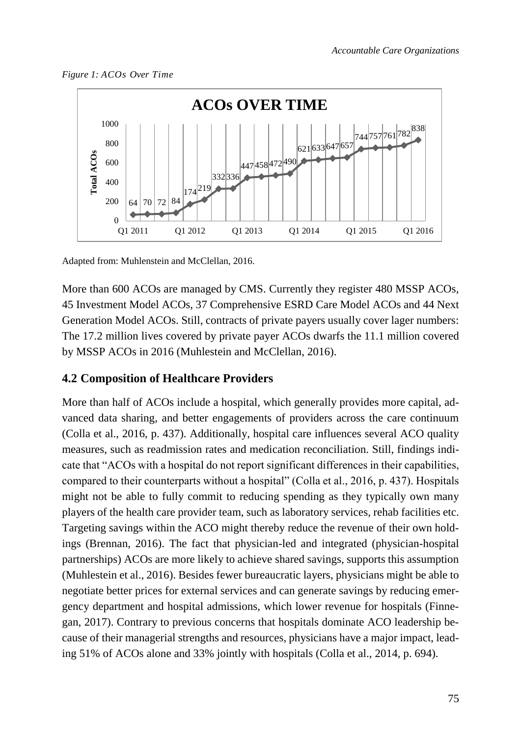*Figure 1: ACOs Over Time*

**ACOs OVER TIME**

| Quarter | Total ACOs |
|---|---|
| Q1 2011 | 64 |
| | 70 |
| | 72 |
| | 84 |
| Q1 2012 | 174 |
| | 219 |
| | 332 |
| | 336 |
| Q1 2013 | 447 |
| | 458 |
| | 472 |
| | 490 |
| Q1 2014 | 621 |
| | 633 |
| | 647 |
| | 657 |
| Q1 2015 | 744 |
| | 757 |
| | 761 |
| | 782 |
| Q1 2016 | 838 |

Adapted from: Muhlenstein and McClellan, 2016.

More than 600 ACOs are managed by CMS. Currently they register 480 MSSP ACOs, 45 Investment Model ACOs, 37 Comprehensive ESRD Care Model ACOs and 44 Next Generation Model ACOs. Still, contracts of private payers usually cover lager numbers: The 17.2 million lives covered by private payer ACOs dwarfs the 11.1 million covered by MSSP ACOs in 2016 (Muhlestein and McClellan, 2016).

## 4.2 Composition of Healthcare Providers

More than half of ACOs include a hospital, which generally provides more capital, advanced data sharing, and better engagements of providers across the care continuum (Colla et al., 2016, p. 437). Additionally, hospital care influences several ACO quality measures, such as readmission rates and medication reconciliation. Still, findings indicate that "ACOs with a hospital do not report significant differences in their capabilities, compared to their counterparts without a hospital" (Colla et al., 2016, p. 437). Hospitals might not be able to fully commit to reducing spending as they typically own many players of the health care provider team, such as laboratory services, rehab facilities etc. Targeting savings within the ACO might thereby reduce the revenue of their own holdings (Brennan, 2016). The fact that physician-led and integrated (physician-hospital partnerships) ACOs are more likely to achieve shared savings, supports this assumption (Muhlestein et al., 2016). Besides fewer bureaucratic layers, physicians might be able to negotiate better prices for external services and can generate savings by reducing emergency department and hospital admissions, which lower revenue for hospitals (Finnegan, 2017). Contrary to previous concerns that hospitals dominate ACO leadership because of their managerial strengths and resources, physicians have a major impact, leading 51% of ACOs alone and 33% jointly with hospitals (Colla et al., 2014, p. 694).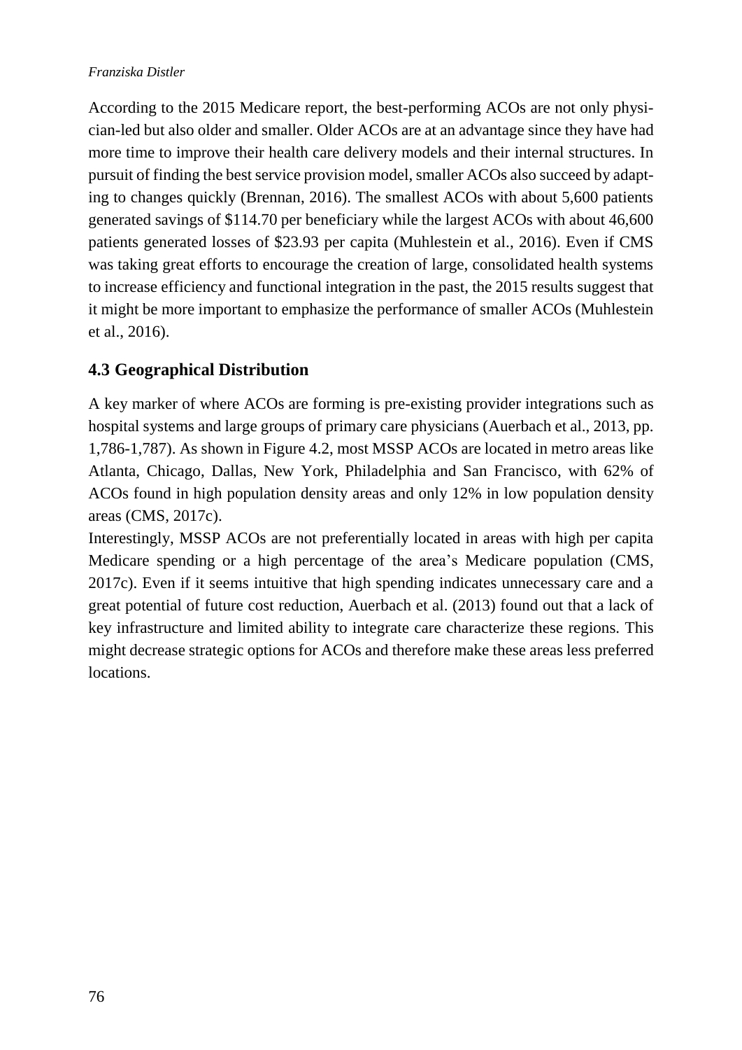According to the 2015 Medicare report, the best-performing ACOs are not only physician-led but also older and smaller. Older ACOs are at an advantage since they have had more time to improve their health care delivery models and their internal structures. In pursuit of finding the best service provision model, smaller ACOs also succeed by adapting to changes quickly (Brennan, 2016). The smallest ACOs with about 5,600 patients generated savings of $114.70 per beneficiary while the largest ACOs with about 46,600 patients generated losses of $23.93 per capita (Muhlestein et al., 2016). Even if CMS was taking great efforts to encourage the creation of large, consolidated health systems to increase efficiency and functional integration in the past, the 2015 results suggest that it might be more important to emphasize the performance of smaller ACOs (Muhlestein et al., 2016).

## 4.3 Geographical Distribution

A key marker of where ACOs are forming is pre-existing provider integrations such as hospital systems and large groups of primary care physicians (Auerbach et al., 2013, pp. 1,786-1,787). As shown in Figure 4.2, most MSSP ACOs are located in metro areas like Atlanta, Chicago, Dallas, New York, Philadelphia and San Francisco, with 62% of ACOs found in high population density areas and only 12% in low population density areas (CMS, 2017c).

Interestingly, MSSP ACOs are not preferentially located in areas with high per capita Medicare spending or a high percentage of the area's Medicare population (CMS, 2017c). Even if it seems intuitive that high spending indicates unnecessary care and a great potential of future cost reduction, Auerbach et al. (2013) found out that a lack of key infrastructure and limited ability to integrate care characterize these regions. This might decrease strategic options for ACOs and therefore make these areas less preferred locations.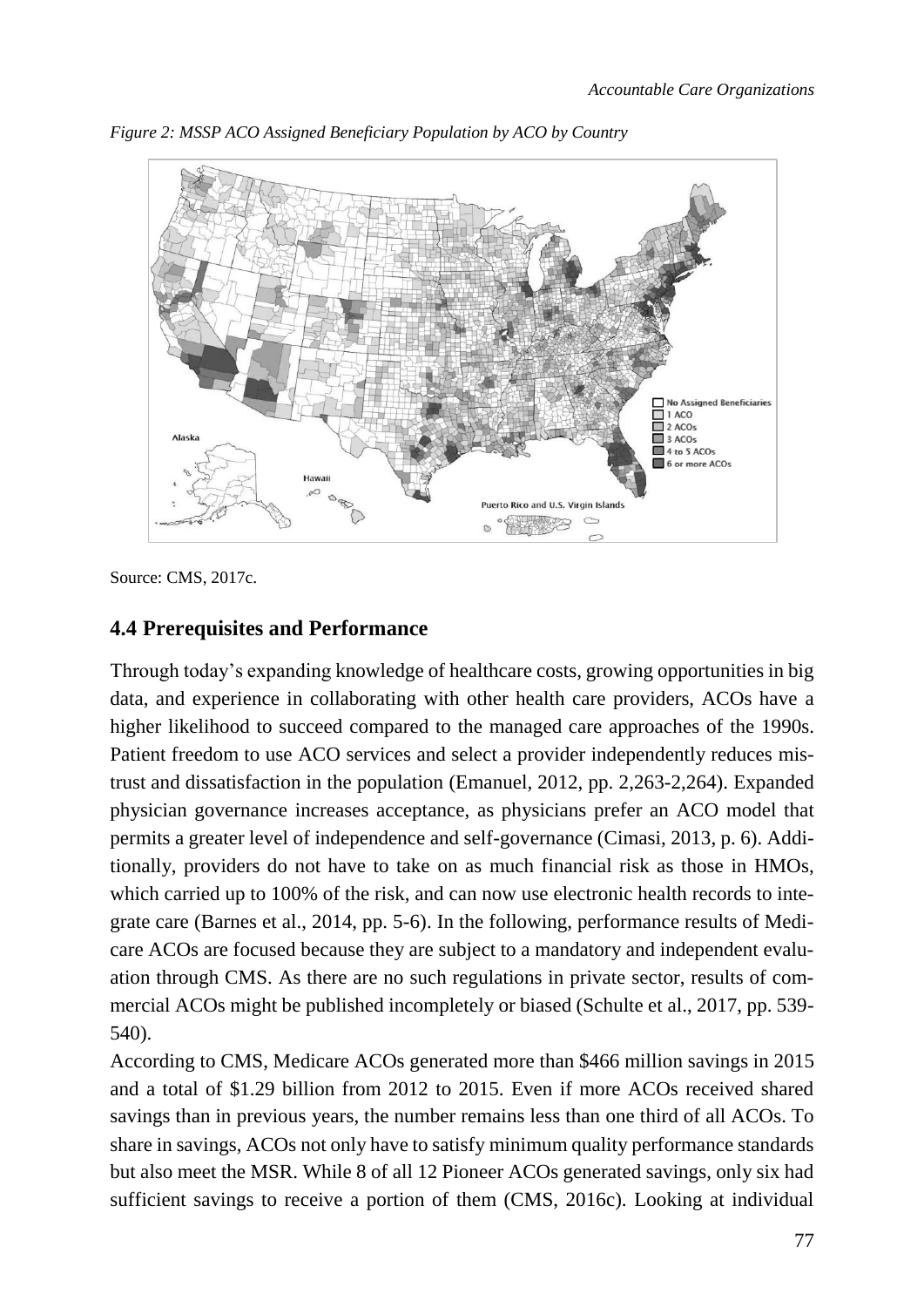*Figure 2: MSSP ACO Assigned Beneficiary Population by ACO by Country*

Source: CMS, 2017c.

## 4.4 Prerequisites and Performance

Through today's expanding knowledge of healthcare costs, growing opportunities in big data, and experience in collaborating with other health care providers, ACOs have a higher likelihood to succeed compared to the managed care approaches of the 1990s. Patient freedom to use ACO services and select a provider independently reduces mistrust and dissatisfaction in the population (Emanuel, 2012, pp. 2,263-2,264). Expanded physician governance increases acceptance, as physicians prefer an ACO model that permits a greater level of independence and self-governance (Cimasi, 2013, p. 6). Additionally, providers do not have to take on as much financial risk as those in HMOs, which carried up to 100% of the risk, and can now use electronic health records to integrate care (Barnes et al., 2014, pp. 5-6). In the following, performance results of Medicare ACOs are focused because they are subject to a mandatory and independent evaluation through CMS. As there are no such regulations in private sector, results of commercial ACOs might be published incompletely or biased (Schulte et al., 2017, pp. 539-540).

According to CMS, Medicare ACOs generated more than $466 million savings in 2015 and a total of $1.29 billion from 2012 to 2015. Even if more ACOs received shared savings than in previous years, the number remains less than one third of all ACOs. To share in savings, ACOs not only have to satisfy minimum quality performance standards but also meet the MSR. While 8 of all 12 Pioneer ACOs generated savings, only six had sufficient savings to receive a portion of them (CMS, 2016c). Looking at individual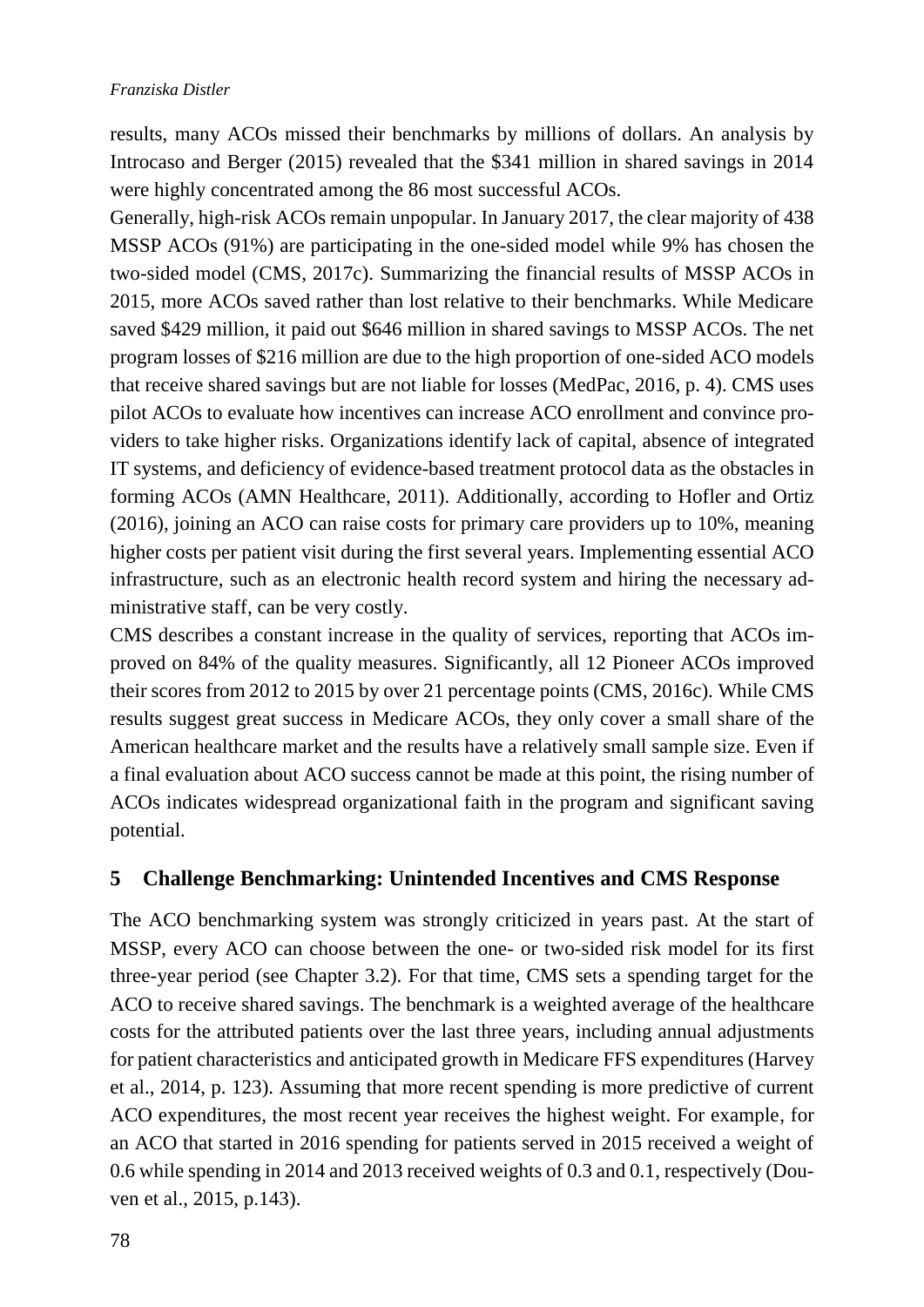results, many ACOs missed their benchmarks by millions of dollars. An analysis by Introcaso and Berger (2015) revealed that the $341 million in shared savings in 2014 were highly concentrated among the 86 most successful ACOs.

Generally, high-risk ACOs remain unpopular. In January 2017, the clear majority of 438 MSSP ACOs (91%) are participating in the one-sided model while 9% has chosen the two-sided model (CMS, 2017c). Summarizing the financial results of MSSP ACOs in 2015, more ACOs saved rather than lost relative to their benchmarks. While Medicare saved $429 million, it paid out $646 million in shared savings to MSSP ACOs. The net program losses of $216 million are due to the high proportion of one-sided ACO models that receive shared savings but are not liable for losses (MedPac, 2016, p. 4). CMS uses pilot ACOs to evaluate how incentives can increase ACO enrollment and convince providers to take higher risks. Organizations identify lack of capital, absence of integrated IT systems, and deficiency of evidence-based treatment protocol data as the obstacles in forming ACOs (AMN Healthcare, 2011). Additionally, according to Hofler and Ortiz (2016), joining an ACO can raise costs for primary care providers up to 10%, meaning higher costs per patient visit during the first several years. Implementing essential ACO infrastructure, such as an electronic health record system and hiring the necessary administrative staff, can be very costly.

CMS describes a constant increase in the quality of services, reporting that ACOs improved on 84% of the quality measures. Significantly, all 12 Pioneer ACOs improved their scores from 2012 to 2015 by over 21 percentage points (CMS, 2016c). While CMS results suggest great success in Medicare ACOs, they only cover a small share of the American healthcare market and the results have a relatively small sample size. Even if a final evaluation about ACO success cannot be made at this point, the rising number of ACOs indicates widespread organizational faith in the program and significant saving potential.

## 5 Challenge Benchmarking: Unintended Incentives and CMS Response

The ACO benchmarking system was strongly criticized in years past. At the start of MSSP, every ACO can choose between the one- or two-sided risk model for its first three-year period (see Chapter 3.2). For that time, CMS sets a spending target for the ACO to receive shared savings. The benchmark is a weighted average of the healthcare costs for the attributed patients over the last three years, including annual adjustments for patient characteristics and anticipated growth in Medicare FFS expenditures (Harvey et al., 2014, p. 123). Assuming that more recent spending is more predictive of current ACO expenditures, the most recent year receives the highest weight. For example, for an ACO that started in 2016 spending for patients served in 2015 received a weight of 0.6 while spending in 2014 and 2013 received weights of 0.3 and 0.1, respectively (Douven et al., 2015, p.143).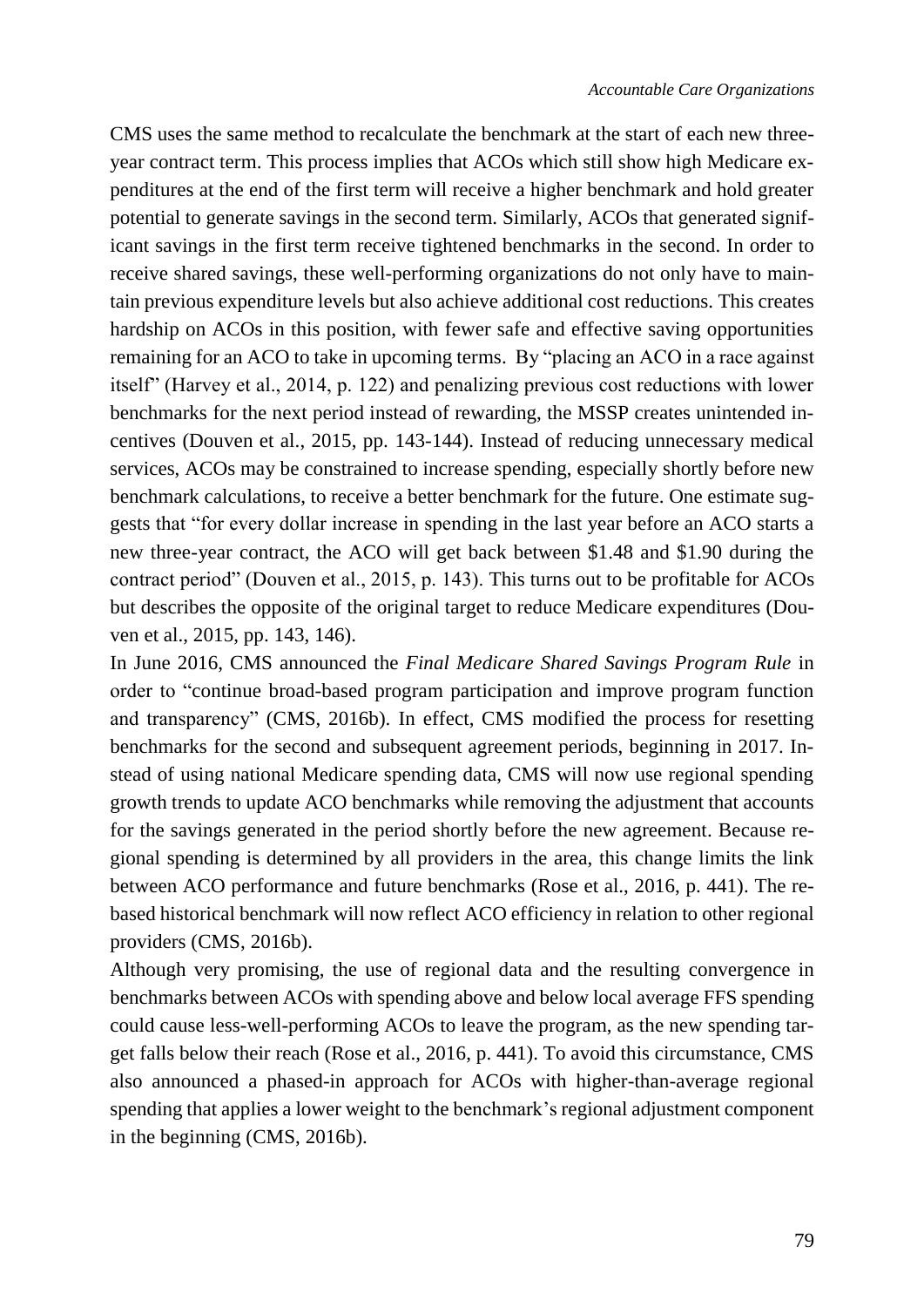CMS uses the same method to recalculate the benchmark at the start of each new three-year contract term. This process implies that ACOs which still show high Medicare expenditures at the end of the first term will receive a higher benchmark and hold greater potential to generate savings in the second term. Similarly, ACOs that generated significant savings in the first term receive tightened benchmarks in the second. In order to receive shared savings, these well-performing organizations do not only have to maintain previous expenditure levels but also achieve additional cost reductions. This creates hardship on ACOs in this position, with fewer safe and effective saving opportunities remaining for an ACO to take in upcoming terms. By "placing an ACO in a race against itself" (Harvey et al., 2014, p. 122) and penalizing previous cost reductions with lower benchmarks for the next period instead of rewarding, the MSSP creates unintended incentives (Douven et al., 2015, pp. 143-144). Instead of reducing unnecessary medical services, ACOs may be constrained to increase spending, especially shortly before new benchmark calculations, to receive a better benchmark for the future. One estimate suggests that "for every dollar increase in spending in the last year before an ACO starts a new three-year contract, the ACO will get back between $1.48 and $1.90 during the contract period" (Douven et al., 2015, p. 143). This turns out to be profitable for ACOs but describes the opposite of the original target to reduce Medicare expenditures (Douven et al., 2015, pp. 143, 146).

In June 2016, CMS announced the *Final Medicare Shared Savings Program Rule* in order to "continue broad-based program participation and improve program function and transparency" (CMS, 2016b). In effect, CMS modified the process for resetting benchmarks for the second and subsequent agreement periods, beginning in 2017. Instead of using national Medicare spending data, CMS will now use regional spending growth trends to update ACO benchmarks while removing the adjustment that accounts for the savings generated in the period shortly before the new agreement. Because regional spending is determined by all providers in the area, this change limits the link between ACO performance and future benchmarks (Rose et al., 2016, p. 441). The rebased historical benchmark will now reflect ACO efficiency in relation to other regional providers (CMS, 2016b).

Although very promising, the use of regional data and the resulting convergence in benchmarks between ACOs with spending above and below local average FFS spending could cause less-well-performing ACOs to leave the program, as the new spending target falls below their reach (Rose et al., 2016, p. 441). To avoid this circumstance, CMS also announced a phased-in approach for ACOs with higher-than-average regional spending that applies a lower weight to the benchmark's regional adjustment component in the beginning (CMS, 2016b).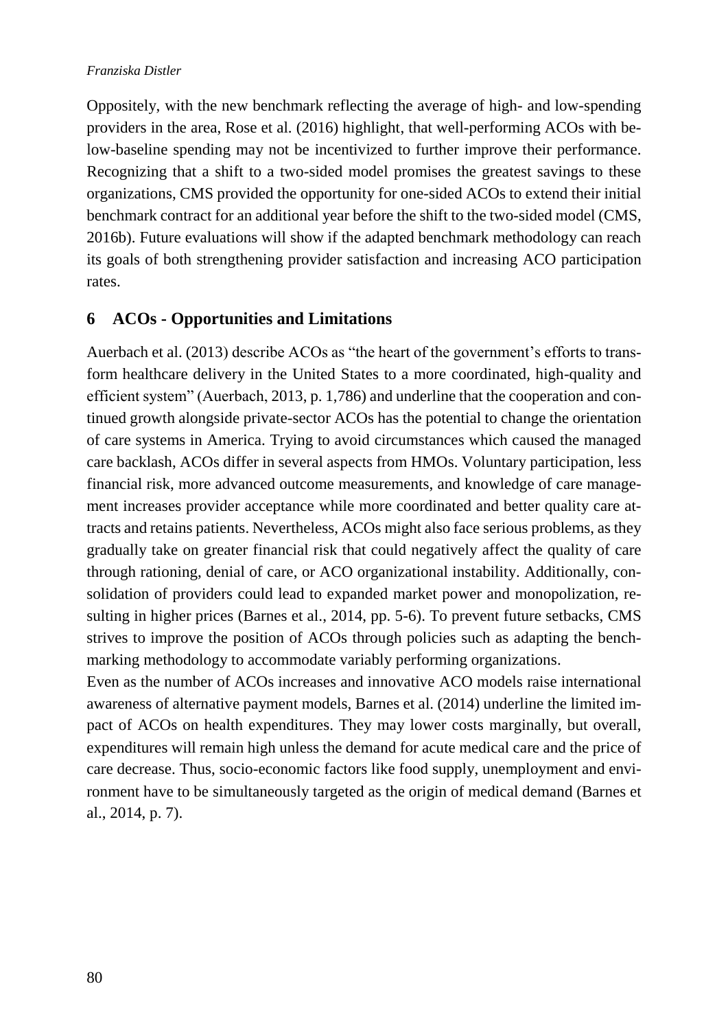Oppositely, with the new benchmark reflecting the average of high- and low-spending providers in the area, Rose et al. (2016) highlight, that well-performing ACOs with below-baseline spending may not be incentivized to further improve their performance. Recognizing that a shift to a two-sided model promises the greatest savings to these organizations, CMS provided the opportunity for one-sided ACOs to extend their initial benchmark contract for an additional year before the shift to the two-sided model (CMS, 2016b). Future evaluations will show if the adapted benchmark methodology can reach its goals of both strengthening provider satisfaction and increasing ACO participation rates.

## 6 ACOs - Opportunities and Limitations

Auerbach et al. (2013) describe ACOs as "the heart of the government's efforts to transform healthcare delivery in the United States to a more coordinated, high-quality and efficient system" (Auerbach, 2013, p. 1,786) and underline that the cooperation and continued growth alongside private-sector ACOs has the potential to change the orientation of care systems in America. Trying to avoid circumstances which caused the managed care backlash, ACOs differ in several aspects from HMOs. Voluntary participation, less financial risk, more advanced outcome measurements, and knowledge of care management increases provider acceptance while more coordinated and better quality care attracts and retains patients. Nevertheless, ACOs might also face serious problems, as they gradually take on greater financial risk that could negatively affect the quality of care through rationing, denial of care, or ACO organizational instability. Additionally, consolidation of providers could lead to expanded market power and monopolization, resulting in higher prices (Barnes et al., 2014, pp. 5-6). To prevent future setbacks, CMS strives to improve the position of ACOs through policies such as adapting the benchmarking methodology to accommodate variably performing organizations.

Even as the number of ACOs increases and innovative ACO models raise international awareness of alternative payment models, Barnes et al. (2014) underline the limited impact of ACOs on health expenditures. They may lower costs marginally, but overall, expenditures will remain high unless the demand for acute medical care and the price of care decrease. Thus, socio-economic factors like food supply, unemployment and environment have to be simultaneously targeted as the origin of medical demand (Barnes et al., 2014, p. 7).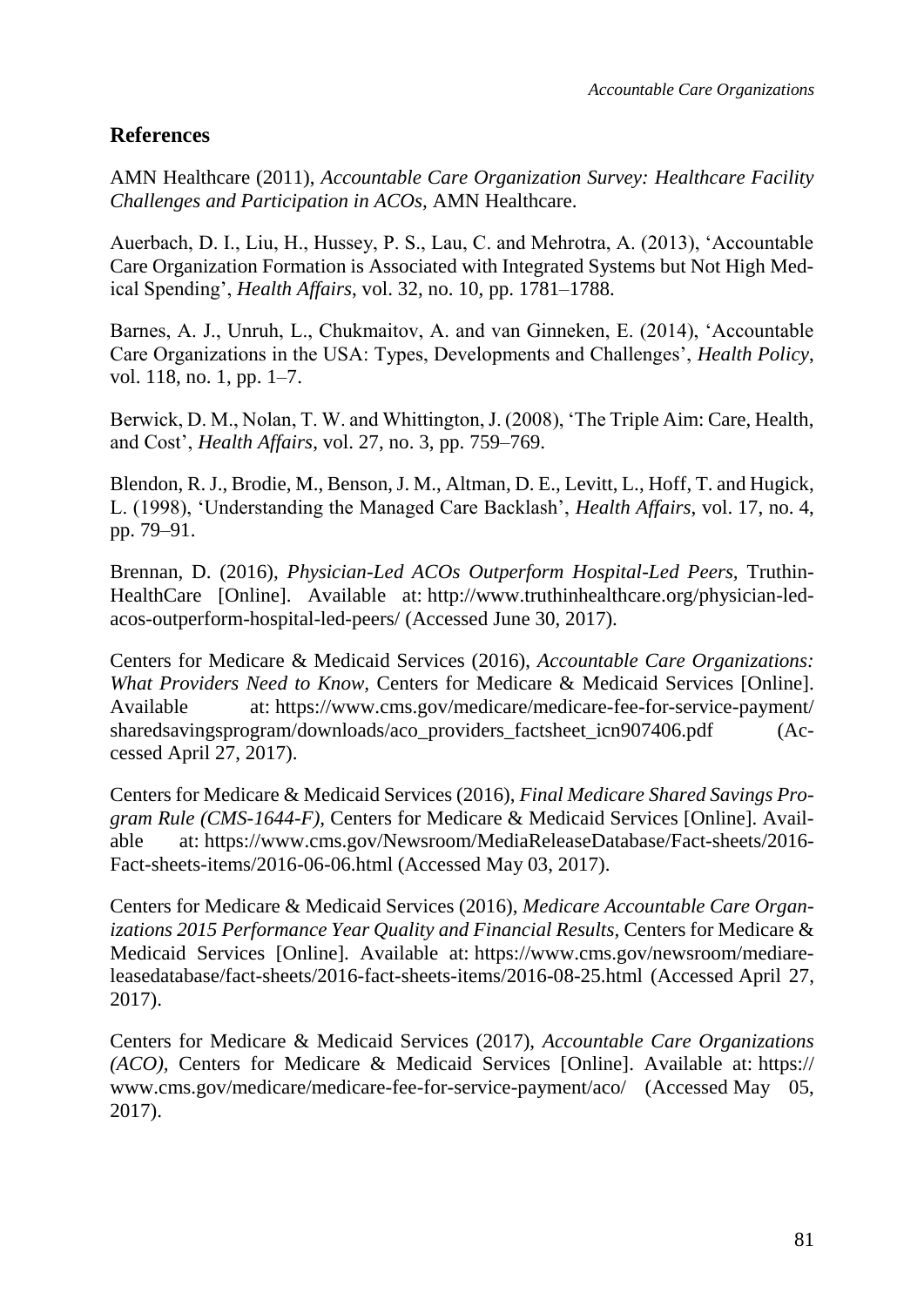## References

AMN Healthcare (2011), *Accountable Care Organization Survey: Healthcare Facility Challenges and Participation in ACOs*, AMN Healthcare.

Auerbach, D. I., Liu, H., Hussey, P. S., Lau, C. and Mehrotra, A. (2013), 'Accountable Care Organization Formation is Associated with Integrated Systems but Not High Medical Spending', *Health Affairs*, vol. 32, no. 10, pp. 1781–1788.

Barnes, A. J., Unruh, L., Chukmaitov, A. and van Ginneken, E. (2014), 'Accountable Care Organizations in the USA: Types, Developments and Challenges', *Health Policy*, vol. 118, no. 1, pp. 1–7.

Berwick, D. M., Nolan, T. W. and Whittington, J. (2008), 'The Triple Aim: Care, Health, and Cost', *Health Affairs*, vol. 27, no. 3, pp. 759–769.

Blendon, R. J., Brodie, M., Benson, J. M., Altman, D. E., Levitt, L., Hoff, T. and Hugick, L. (1998), 'Understanding the Managed Care Backlash', *Health Affairs*, vol. 17, no. 4, pp. 79–91.

Brennan, D. (2016), *Physician-Led ACOs Outperform Hospital-Led Peers*, TruthinHealthCare [Online]. Available at: http://www.truthinhealthcare.org/physician-led-acos-outperform-hospital-led-peers/ (Accessed June 30, 2017).

Centers for Medicare & Medicaid Services (2016), *Accountable Care Organizations: What Providers Need to Know*, Centers for Medicare & Medicaid Services [Online]. Available at: https://www.cms.gov/medicare/medicare-fee-for-service-payment/sharedsavingsprogram/downloads/aco_providers_factsheet_icn907406.pdf (Accessed April 27, 2017).

Centers for Medicare & Medicaid Services (2016), *Final Medicare Shared Savings Program Rule (CMS-1644-F)*, Centers for Medicare & Medicaid Services [Online]. Available at: https://www.cms.gov/Newsroom/MediaReleaseDatabase/Fact-sheets/2016-Fact-sheets-items/2016-06-06.html (Accessed May 03, 2017).

Centers for Medicare & Medicaid Services (2016), *Medicare Accountable Care Organizations 2015 Performance Year Quality and Financial Results*, Centers for Medicare & Medicaid Services [Online]. Available at: https://www.cms.gov/newsroom/mediareleasedatabase/fact-sheets/2016-fact-sheets-items/2016-08-25.html (Accessed April 27, 2017).

Centers for Medicare & Medicaid Services (2017), *Accountable Care Organizations (ACO)*, Centers for Medicare & Medicaid Services [Online]. Available at: https://www.cms.gov/medicare/medicare-fee-for-service-payment/aco/ (Accessed May 05, 2017).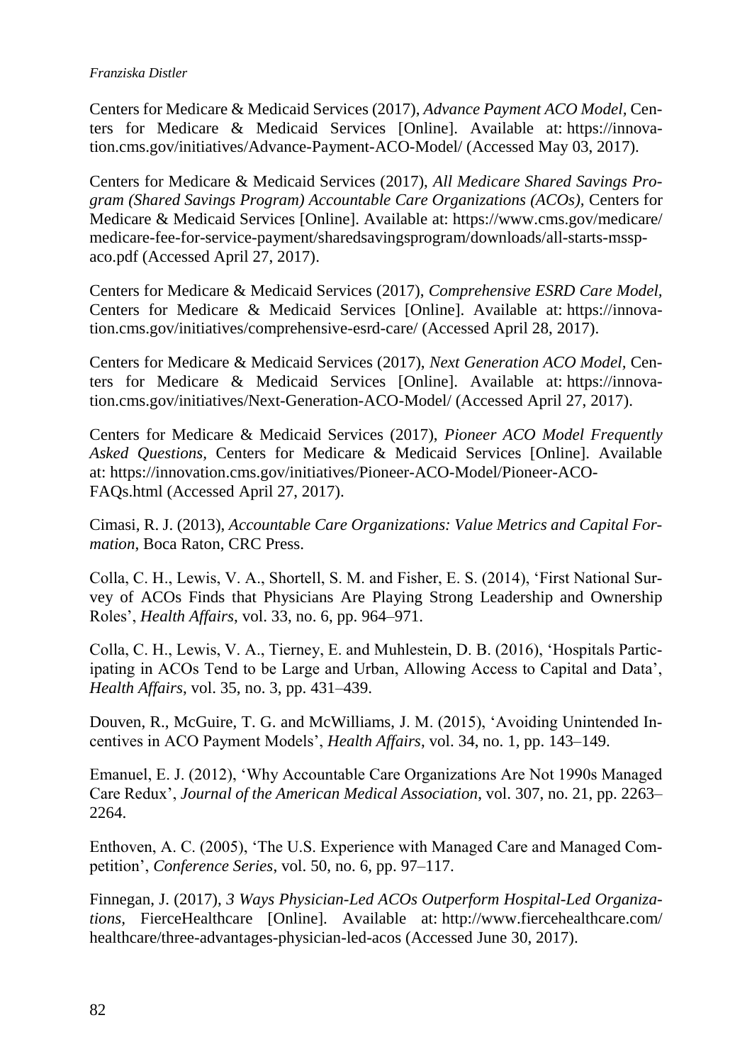Centers for Medicare & Medicaid Services (2017), *Advance Payment ACO Model*, Centers for Medicare & Medicaid Services [Online]. Available at: https://innovation.cms.gov/initiatives/Advance-Payment-ACO-Model/ (Accessed May 03, 2017).

Centers for Medicare & Medicaid Services (2017), *All Medicare Shared Savings Program (Shared Savings Program) Accountable Care Organizations (ACOs)*, Centers for Medicare & Medicaid Services [Online]. Available at: https://www.cms.gov/medicare/medicare-fee-for-service-payment/sharedsavingsprogram/downloads/all-starts-mssp-aco.pdf (Accessed April 27, 2017).

Centers for Medicare & Medicaid Services (2017), *Comprehensive ESRD Care Model*, Centers for Medicare & Medicaid Services [Online]. Available at: https://innovation.cms.gov/initiatives/comprehensive-esrd-care/ (Accessed April 28, 2017).

Centers for Medicare & Medicaid Services (2017), *Next Generation ACO Model*, Centers for Medicare & Medicaid Services [Online]. Available at: https://innovation.cms.gov/initiatives/Next-Generation-ACO-Model/ (Accessed April 27, 2017).

Centers for Medicare & Medicaid Services (2017), *Pioneer ACO Model Frequently Asked Questions*, Centers for Medicare & Medicaid Services [Online]. Available at: https://innovation.cms.gov/initiatives/Pioneer-ACO-Model/Pioneer-ACO-FAQs.html (Accessed April 27, 2017).

Cimasi, R. J. (2013), *Accountable Care Organizations: Value Metrics and Capital Formation*, Boca Raton, CRC Press.

Colla, C. H., Lewis, V. A., Shortell, S. M. and Fisher, E. S. (2014), 'First National Survey of ACOs Finds that Physicians Are Playing Strong Leadership and Ownership Roles', *Health Affairs*, vol. 33, no. 6, pp. 964–971.

Colla, C. H., Lewis, V. A., Tierney, E. and Muhlestein, D. B. (2016), 'Hospitals Participating in ACOs Tend to be Large and Urban, Allowing Access to Capital and Data', *Health Affairs*, vol. 35, no. 3, pp. 431–439.

Douven, R., McGuire, T. G. and McWilliams, J. M. (2015), 'Avoiding Unintended Incentives in ACO Payment Models', *Health Affairs*, vol. 34, no. 1, pp. 143–149.

Emanuel, E. J. (2012), 'Why Accountable Care Organizations Are Not 1990s Managed Care Redux', *Journal of the American Medical Association*, vol. 307, no. 21, pp. 2263–2264.

Enthoven, A. C. (2005), 'The U.S. Experience with Managed Care and Managed Competition', *Conference Series*, vol. 50, no. 6, pp. 97–117.

Finnegan, J. (2017), *3 Ways Physician-Led ACOs Outperform Hospital-Led Organizations*, FierceHealthcare [Online]. Available at: http://www.fiercehealthcare.com/healthcare/three-advantages-physician-led-acos (Accessed June 30, 2017).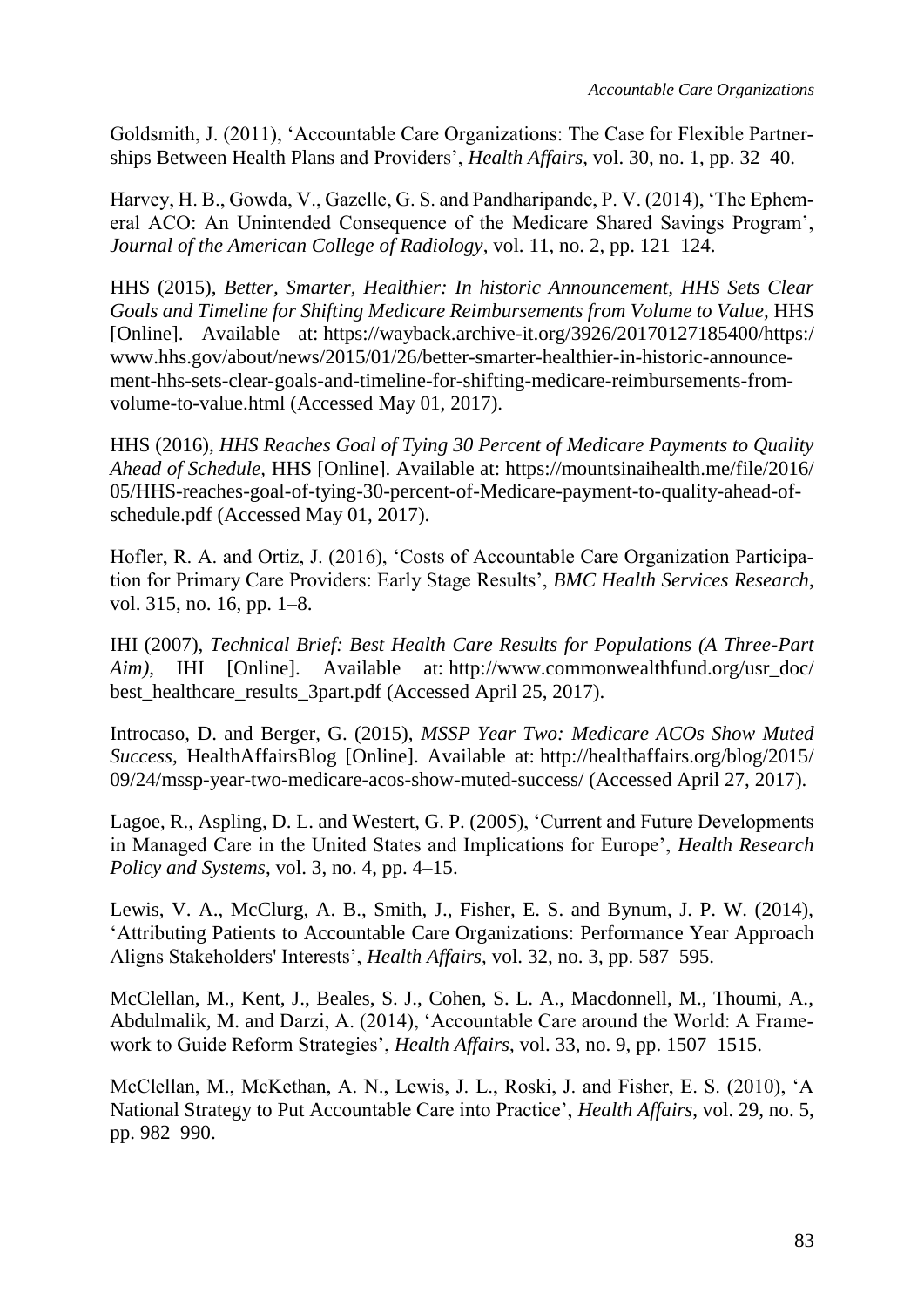Goldsmith, J. (2011), 'Accountable Care Organizations: The Case for Flexible Partnerships Between Health Plans and Providers', *Health Affairs*, vol. 30, no. 1, pp. 32–40.

Harvey, H. B., Gowda, V., Gazelle, G. S. and Pandharipande, P. V. (2014), 'The Ephemeral ACO: An Unintended Consequence of the Medicare Shared Savings Program', *Journal of the American College of Radiology*, vol. 11, no. 2, pp. 121–124.

HHS (2015), *Better, Smarter, Healthier: In historic Announcement, HHS Sets Clear Goals and Timeline for Shifting Medicare Reimbursements from Volume to Value*, HHS [Online]. Available at: https://wayback.archive-it.org/3926/20170127185400/https:/www.hhs.gov/about/news/2015/01/26/better-smarter-healthier-in-historic-announcement-hhs-sets-clear-goals-and-timeline-for-shifting-medicare-reimbursements-from-volume-to-value.html (Accessed May 01, 2017).

HHS (2016), *HHS Reaches Goal of Tying 30 Percent of Medicare Payments to Quality Ahead of Schedule,* HHS [Online]. Available at: https://mountsinaihealth.me/file/2016/05/HHS-reaches-goal-of-tying-30-percent-of-Medicare-payment-to-quality-ahead-of-schedule.pdf (Accessed May 01, 2017).

Hofler, R. A. and Ortiz, J. (2016), 'Costs of Accountable Care Organization Participation for Primary Care Providers: Early Stage Results', *BMC Health Services Research*, vol. 315, no. 16, pp. 1–8.

IHI (2007), *Technical Brief: Best Health Care Results for Populations (A Three-Part Aim),* IHI [Online]. Available at: http://www.commonwealthfund.org/usr_doc/best_healthcare_results_3part.pdf (Accessed April 25, 2017).

Introcaso, D. and Berger, G. (2015), *MSSP Year Two: Medicare ACOs Show Muted Success,* HealthAffairsBlog [Online]. Available at: http://healthaffairs.org/blog/2015/09/24/mssp-year-two-medicare-acos-show-muted-success/ (Accessed April 27, 2017).

Lagoe, R., Aspling, D. L. and Westert, G. P. (2005), 'Current and Future Developments in Managed Care in the United States and Implications for Europe', *Health Research Policy and Systems*, vol. 3, no. 4, pp. 4–15.

Lewis, V. A., McClurg, A. B., Smith, J., Fisher, E. S. and Bynum, J. P. W. (2014), 'Attributing Patients to Accountable Care Organizations: Performance Year Approach Aligns Stakeholders' Interests', *Health Affairs*, vol. 32, no. 3, pp. 587–595.

McClellan, M., Kent, J., Beales, S. J., Cohen, S. L. A., Macdonnell, M., Thoumi, A., Abdulmalik, M. and Darzi, A. (2014), 'Accountable Care around the World: A Framework to Guide Reform Strategies', *Health Affairs*, vol. 33, no. 9, pp. 1507–1515.

McClellan, M., McKethan, A. N., Lewis, J. L., Roski, J. and Fisher, E. S. (2010), 'A National Strategy to Put Accountable Care into Practice', *Health Affairs*, vol. 29, no. 5, pp. 982–990.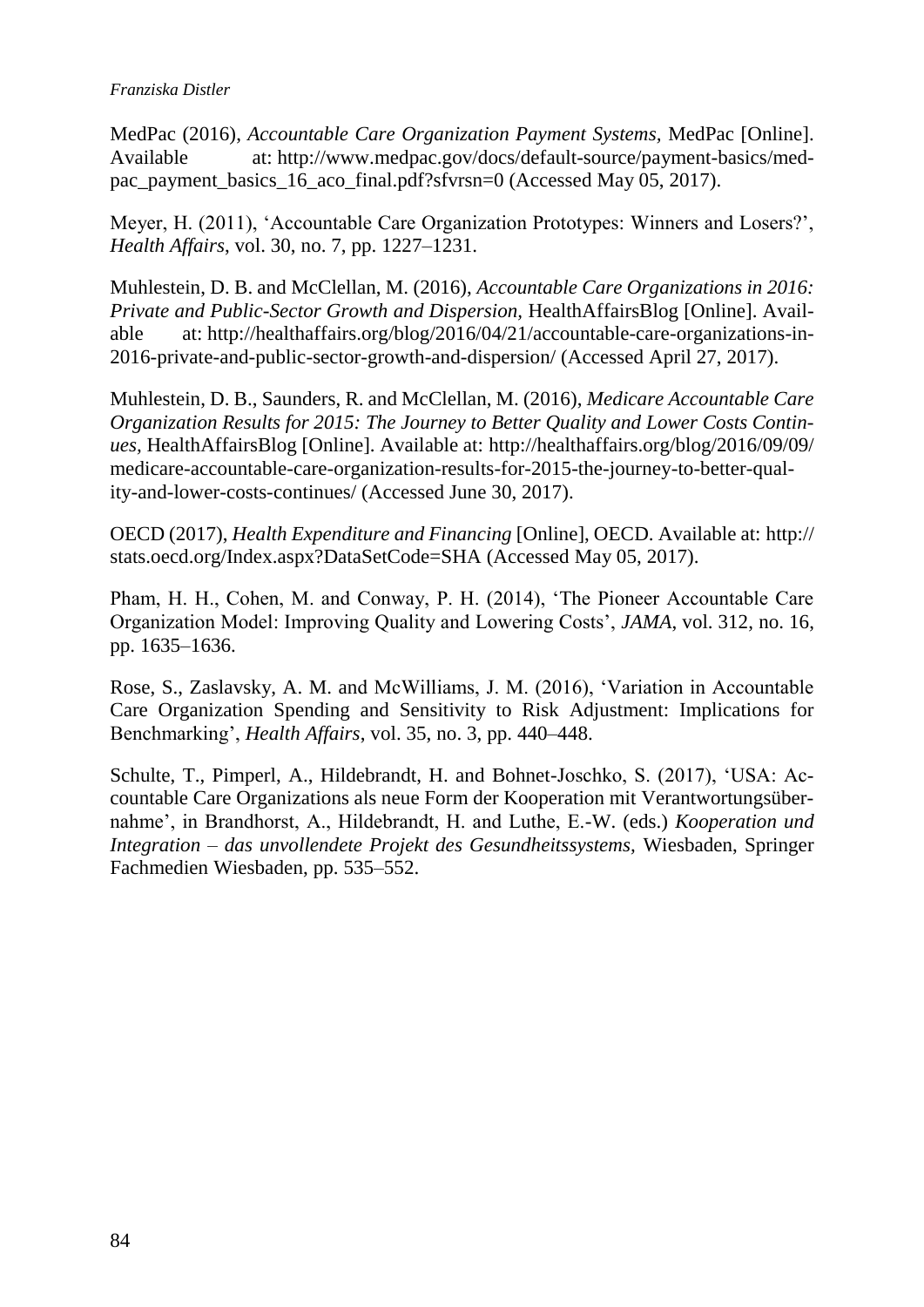MedPac (2016), *Accountable Care Organization Payment Systems*, MedPac [Online]. Available at: http://www.medpac.gov/docs/default-source/payment-basics/medpac_payment_basics_16_aco_final.pdf?sfvrsn=0 (Accessed May 05, 2017).

Meyer, H. (2011), 'Accountable Care Organization Prototypes: Winners and Losers?', *Health Affairs*, vol. 30, no. 7, pp. 1227–1231.

Muhlestein, D. B. and McClellan, M. (2016), *Accountable Care Organizations in 2016: Private and Public-Sector Growth and Dispersion*, HealthAffairsBlog [Online]. Available at: http://healthaffairs.org/blog/2016/04/21/accountable-care-organizations-in-2016-private-and-public-sector-growth-and-dispersion/ (Accessed April 27, 2017).

Muhlestein, D. B., Saunders, R. and McClellan, M. (2016), *Medicare Accountable Care Organization Results for 2015: The Journey to Better Quality and Lower Costs Continues*, HealthAffairsBlog [Online]. Available at: http://healthaffairs.org/blog/2016/09/09/medicare-accountable-care-organization-results-for-2015-the-journey-to-better-quality-and-lower-costs-continues/ (Accessed June 30, 2017).

OECD (2017), *Health Expenditure and Financing* [Online], OECD. Available at: http://stats.oecd.org/Index.aspx?DataSetCode=SHA (Accessed May 05, 2017).

Pham, H. H., Cohen, M. and Conway, P. H. (2014), 'The Pioneer Accountable Care Organization Model: Improving Quality and Lowering Costs', *JAMA*, vol. 312, no. 16, pp. 1635–1636.

Rose, S., Zaslavsky, A. M. and McWilliams, J. M. (2016), 'Variation in Accountable Care Organization Spending and Sensitivity to Risk Adjustment: Implications for Benchmarking', *Health Affairs*, vol. 35, no. 3, pp. 440–448.

Schulte, T., Pimperl, A., Hildebrandt, H. and Bohnet-Joschko, S. (2017), 'USA: Accountable Care Organizations als neue Form der Kooperation mit Verantwortungsübernahme', in Brandhorst, A., Hildebrandt, H. and Luthe, E.-W. (eds.) *Kooperation und Integration – das unvollendete Projekt des Gesundheitssystems*, Wiesbaden, Springer Fachmedien Wiesbaden, pp. 535–552.